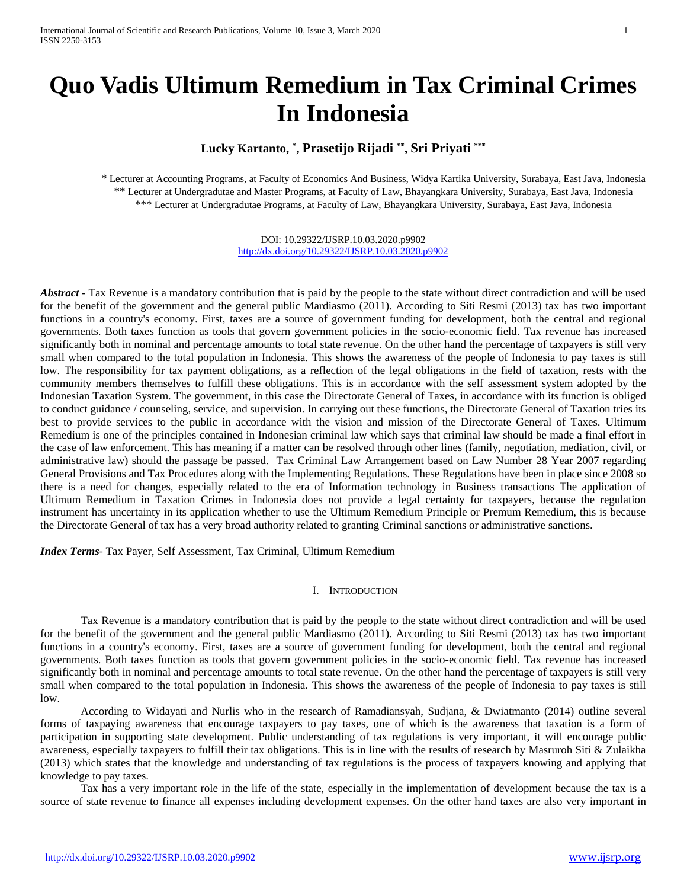# Quo Vadis Ultimum Remedium in Tax Criminal Crimes In Indonesia

**Lucky Kartanto, [*], Prasetijo Rijadi [**], Sri Priyati [***]**

[*] Lecturer at Accounting Programs, at Faculty of Economics And Business, Widya Kartika University, Surabaya, East Java, Indonesia
[**] Lecturer at Undergradutae and Master Programs, at Faculty of Law, Bhayangkara University, Surabaya, East Java, Indonesia
[***] Lecturer at Undergradutae Programs, at Faculty of Law, Bhayangkara University, Surabaya, East Java, Indonesia

DOI: 10.29322/IJSRP.10.03.2020.p9902
http://dx.doi.org/10.29322/IJSRP.10.03.2020.p9902

***Abstract*** - Tax Revenue is a mandatory contribution that is paid by the people to the state without direct contradiction and will be used for the benefit of the government and the general public Mardiasmo (2011). According to Siti Resmi (2013) tax has two important functions in a country's economy. First, taxes are a source of government funding for development, both the central and regional governments. Both taxes function as tools that govern government policies in the socio-economic field. Tax revenue has increased significantly both in nominal and percentage amounts to total state revenue. On the other hand the percentage of taxpayers is still very small when compared to the total population in Indonesia. This shows the awareness of the people of Indonesia to pay taxes is still low. The responsibility for tax payment obligations, as a reflection of the legal obligations in the field of taxation, rests with the community members themselves to fulfill these obligations. This is in accordance with the self assessment system adopted by the Indonesian Taxation System. The government, in this case the Directorate General of Taxes, in accordance with its function is obliged to conduct guidance / counseling, service, and supervision. In carrying out these functions, the Directorate General of Taxation tries its best to provide services to the public in accordance with the vision and mission of the Directorate General of Taxes. Ultimum Remedium is one of the principles contained in Indonesian criminal law which says that criminal law should be made a final effort in the case of law enforcement. This has meaning if a matter can be resolved through other lines (family, negotiation, mediation, civil, or administrative law) should the passage be passed. Tax Criminal Law Arrangement based on Law Number 28 Year 2007 regarding General Provisions and Tax Procedures along with the Implementing Regulations. These Regulations have been in place since 2008 so there is a need for changes, especially related to the era of Information technology in Business transactions The application of Ultimum Remedium in Taxation Crimes in Indonesia does not provide a legal certainty for taxpayers, because the regulation instrument has uncertainty in its application whether to use the Ultimum Remedium Principle or Premum Remedium, this is because the Directorate General of tax has a very broad authority related to granting Criminal sanctions or administrative sanctions.

***Index Terms***- Tax Payer, Self Assessment, Tax Criminal, Ultimum Remedium

## I. Introduction

Tax Revenue is a mandatory contribution that is paid by the people to the state without direct contradiction and will be used for the benefit of the government and the general public Mardiasmo (2011). According to Siti Resmi (2013) tax has two important functions in a country's economy. First, taxes are a source of government funding for development, both the central and regional governments. Both taxes function as tools that govern government policies in the socio-economic field. Tax revenue has increased significantly both in nominal and percentage amounts to total state revenue. On the other hand the percentage of taxpayers is still very small when compared to the total population in Indonesia. This shows the awareness of the people of Indonesia to pay taxes is still low.

According to Widayati and Nurlis who in the research of Ramadiansyah, Sudjana, & Dwiatmanto (2014) outline several forms of taxpaying awareness that encourage taxpayers to pay taxes, one of which is the awareness that taxation is a form of participation in supporting state development. Public understanding of tax regulations is very important, it will encourage public awareness, especially taxpayers to fulfill their tax obligations. This is in line with the results of research by Masruroh Siti & Zulaikha (2013) which states that the knowledge and understanding of tax regulations is the process of taxpayers knowing and applying that knowledge to pay taxes.

Tax has a very important role in the life of the state, especially in the implementation of development because the tax is a source of state revenue to finance all expenses including development expenses. On the other hand taxes are also very important in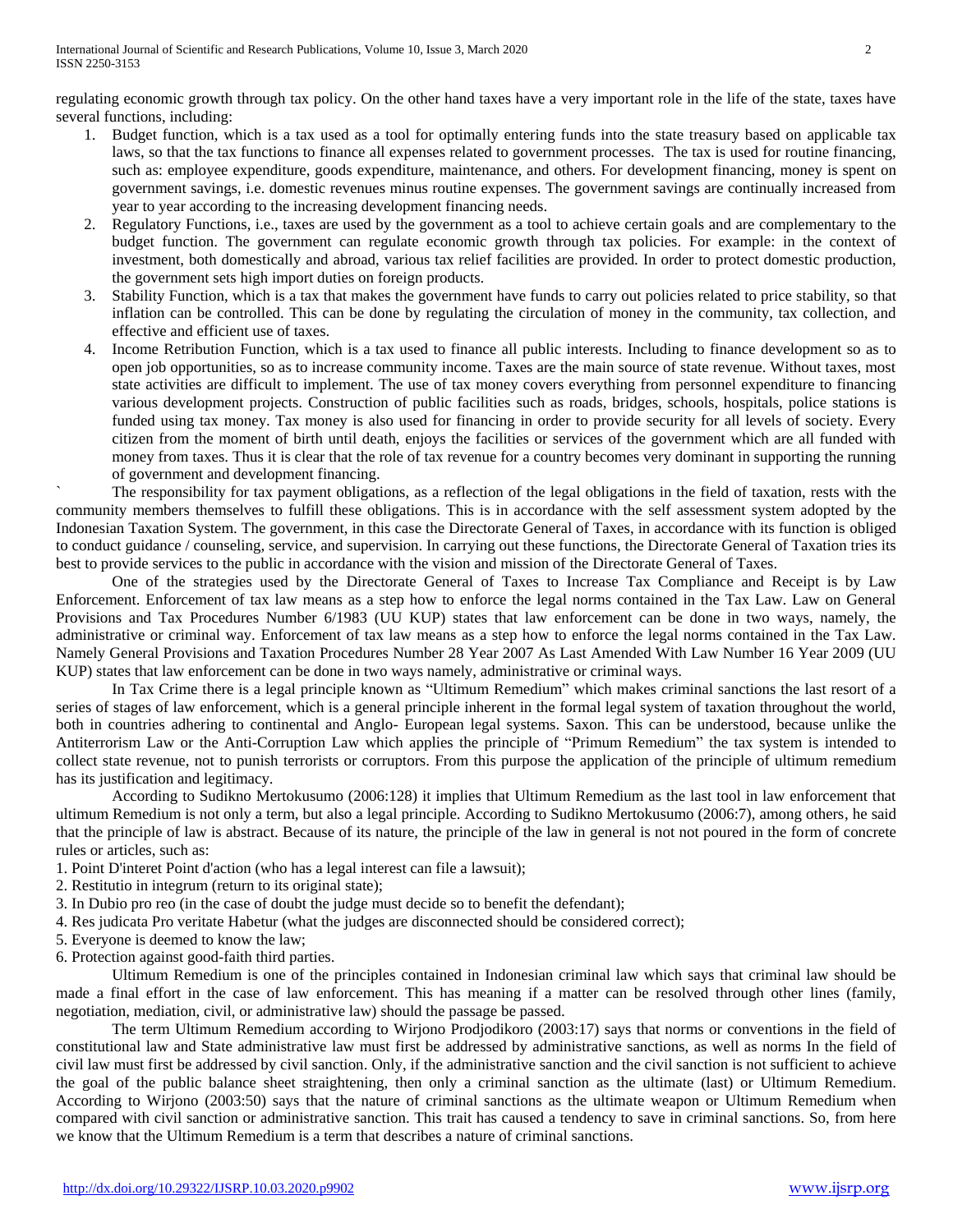regulating economic growth through tax policy. On the other hand taxes have a very important role in the life of the state, taxes have several functions, including:

1. Budget function, which is a tax used as a tool for optimally entering funds into the state treasury based on applicable tax laws, so that the tax functions to finance all expenses related to government processes. The tax is used for routine financing, such as: employee expenditure, goods expenditure, maintenance, and others. For development financing, money is spent on government savings, i.e. domestic revenues minus routine expenses. The government savings are continually increased from year to year according to the increasing development financing needs.
2. Regulatory Functions, i.e., taxes are used by the government as a tool to achieve certain goals and are complementary to the budget function. The government can regulate economic growth through tax policies. For example: in the context of investment, both domestically and abroad, various tax relief facilities are provided. In order to protect domestic production, the government sets high import duties on foreign products.
3. Stability Function, which is a tax that makes the government have funds to carry out policies related to price stability, so that inflation can be controlled. This can be done by regulating the circulation of money in the community, tax collection, and effective and efficient use of taxes.
4. Income Retribution Function, which is a tax used to finance all public interests. Including to finance development so as to open job opportunities, so as to increase community income. Taxes are the main source of state revenue. Without taxes, most state activities are difficult to implement. The use of tax money covers everything from personnel expenditure to financing various development projects. Construction of public facilities such as roads, bridges, schools, hospitals, police stations is funded using tax money. Tax money is also used for financing in order to provide security for all levels of society. Every citizen from the moment of birth until death, enjoys the facilities or services of the government which are all funded with money from taxes. Thus it is clear that the role of tax revenue for a country becomes very dominant in supporting the running of government and development financing.

` The responsibility for tax payment obligations, as a reflection of the legal obligations in the field of taxation, rests with the community members themselves to fulfill these obligations. This is in accordance with the self assessment system adopted by the Indonesian Taxation System. The government, in this case the Directorate General of Taxes, in accordance with its function is obliged to conduct guidance / counseling, service, and supervision. In carrying out these functions, the Directorate General of Taxation tries its best to provide services to the public in accordance with the vision and mission of the Directorate General of Taxes.

One of the strategies used by the Directorate General of Taxes to Increase Tax Compliance and Receipt is by Law Enforcement. Enforcement of tax law means as a step how to enforce the legal norms contained in the Tax Law. Law on General Provisions and Tax Procedures Number 6/1983 (UU KUP) states that law enforcement can be done in two ways, namely, the administrative or criminal way. Enforcement of tax law means as a step how to enforce the legal norms contained in the Tax Law. Namely General Provisions and Taxation Procedures Number 28 Year 2007 As Last Amended With Law Number 16 Year 2009 (UU KUP) states that law enforcement can be done in two ways namely, administrative or criminal ways.

In Tax Crime there is a legal principle known as "Ultimum Remedium" which makes criminal sanctions the last resort of a series of stages of law enforcement, which is a general principle inherent in the formal legal system of taxation throughout the world, both in countries adhering to continental and Anglo- European legal systems. Saxon. This can be understood, because unlike the Antiterrorism Law or the Anti-Corruption Law which applies the principle of "Primum Remedium" the tax system is intended to collect state revenue, not to punish terrorists or corruptors. From this purpose the application of the principle of ultimum remedium has its justification and legitimacy.

According to Sudikno Mertokusumo (2006:128) it implies that Ultimum Remedium as the last tool in law enforcement that ultimum Remedium is not only a term, but also a legal principle. According to Sudikno Mertokusumo (2006:7), among others, he said that the principle of law is abstract. Because of its nature, the principle of the law in general is not not poured in the form of concrete rules or articles, such as:

1. Point D'interet Point d'action (who has a legal interest can file a lawsuit);
2. Restitutio in integrum (return to its original state);
3. In Dubio pro reo (in the case of doubt the judge must decide so to benefit the defendant);
4. Res judicata Pro veritate Habetur (what the judges are disconnected should be considered correct);
5. Everyone is deemed to know the law;
6. Protection against good-faith third parties.

Ultimum Remedium is one of the principles contained in Indonesian criminal law which says that criminal law should be made a final effort in the case of law enforcement. This has meaning if a matter can be resolved through other lines (family, negotiation, mediation, civil, or administrative law) should the passage be passed.

The term Ultimum Remedium according to Wirjono Prodjodikoro (2003:17) says that norms or conventions in the field of constitutional law and State administrative law must first be addressed by administrative sanctions, as well as norms In the field of civil law must first be addressed by civil sanction. Only, if the administrative sanction and the civil sanction is not sufficient to achieve the goal of the public balance sheet straightening, then only a criminal sanction as the ultimate (last) or Ultimum Remedium. According to Wirjono (2003:50) says that the nature of criminal sanctions as the ultimate weapon or Ultimum Remedium when compared with civil sanction or administrative sanction. This trait has caused a tendency to save in criminal sanctions. So, from here we know that the Ultimum Remedium is a term that describes a nature of criminal sanctions.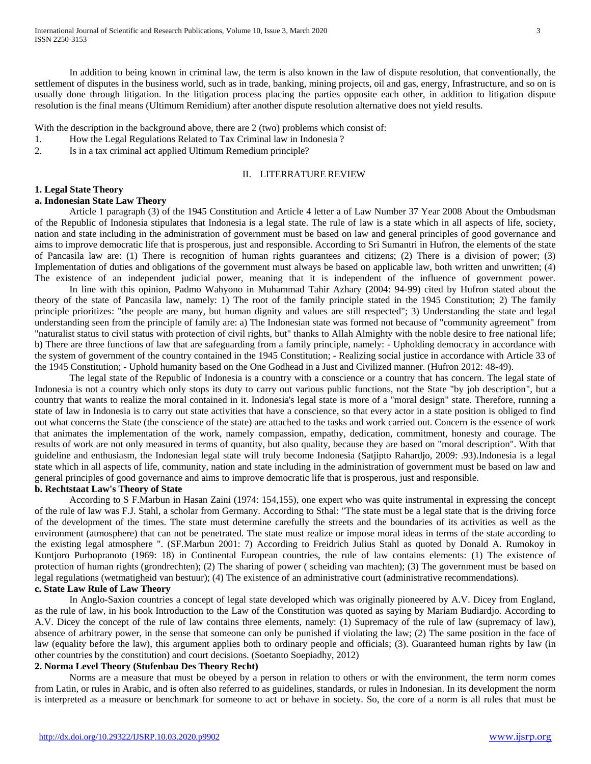In addition to being known in criminal law, the term is also known in the law of dispute resolution, that conventionally, the settlement of disputes in the business world, such as in trade, banking, mining projects, oil and gas, energy, Infrastructure, and so on is usually done through litigation. In the litigation process placing the parties opposite each other, in addition to litigation dispute resolution is the final means (Ultimum Remidium) after another dispute resolution alternative does not yield results.

With the description in the background above, there are 2 (two) problems which consist of:

1. How the Legal Regulations Related to Tax Criminal law in Indonesia ?
2. Is in a tax criminal act applied Ultimum Remedium principle?

## II. LITERRATURE REVIEW

### 1. Legal State Theory

#### a. Indonesian State Law Theory

Article 1 paragraph (3) of the 1945 Constitution and Article 4 letter a of Law Number 37 Year 2008 About the Ombudsman of the Republic of Indonesia stipulates that Indonesia is a legal state. The rule of law is a state which in all aspects of life, society, nation and state including in the administration of government must be based on law and general principles of good governance and aims to improve democratic life that is prosperous, just and responsible. According to Sri Sumantri in Hufron, the elements of the state of Pancasila law are: (1) There is recognition of human rights guarantees and citizens; (2) There is a division of power; (3) Implementation of duties and obligations of the government must always be based on applicable law, both written and unwritten; (4) The existence of an independent judicial power, meaning that it is independent of the influence of government power.

In line with this opinion, Padmo Wahyono in Muhammad Tahir Azhary (2004: 94-99) cited by Hufron stated about the theory of the state of Pancasila law, namely: 1) The root of the family principle stated in the 1945 Constitution; 2) The family principle prioritizes: "the people are many, but human dignity and values are still respected"; 3) Understanding the state and legal understanding seen from the principle of family are: a) The Indonesian state was formed not because of "community agreement" from "naturalist status to civil status with protection of civil rights, but" thanks to Allah Almighty with the noble desire to free national life; b) There are three functions of law that are safeguarding from a family principle, namely: - Upholding democracy in accordance with the system of government of the country contained in the 1945 Constitution; - Realizing social justice in accordance with Article 33 of the 1945 Constitution; - Uphold humanity based on the One Godhead in a Just and Civilized manner. (Hufron 2012: 48-49).

The legal state of the Republic of Indonesia is a country with a conscience or a country that has concern. The legal state of Indonesia is not a country which only stops its duty to carry out various public functions, not the State "by job description", but a country that wants to realize the moral contained in it. Indonesia's legal state is more of a "moral design" state. Therefore, running a state of law in Indonesia is to carry out state activities that have a conscience, so that every actor in a state position is obliged to find out what concerns the State (the conscience of the state) are attached to the tasks and work carried out. Concern is the essence of work that animates the implementation of the work, namely compassion, empathy, dedication, commitment, honesty and courage. The results of work are not only measured in terms of quantity, but also quality, because they are based on "moral description". With that guideline and enthusiasm, the Indonesian legal state will truly become Indonesia (Satjipto Rahardjo, 2009: .93).Indonesia is a legal state which in all aspects of life, community, nation and state including in the administration of government must be based on law and general principles of good governance and aims to improve democratic life that is prosperous, just and responsible.

#### b. Rechtstaat Law's Theory of State

According to S F.Marbun in Hasan Zaini (1974: 154,155), one expert who was quite instrumental in expressing the concept of the rule of law was F.J. Stahl, a scholar from Germany. According to Sthal: "The state must be a legal state that is the driving force of the development of the times. The state must determine carefully the streets and the boundaries of its activities as well as the environment (atmosphere) that can not be penetrated. The state must realize or impose moral ideas in terms of the state according to the existing legal atmosphere ". (SF.Marbun 2001: 7) According to Freidrich Julius Stahl as quoted by Donald A. Rumokoy in Kuntjoro Purbopranoto (1969: 18) in Continental European countries, the rule of law contains elements: (1) The existence of protection of human rights (grondrechten); (2) The sharing of power ( scheiding van machten); (3) The government must be based on legal regulations (wetmatigheid van bestuur); (4) The existence of an administrative court (administrative recommendations).

#### c. State Law Rule of Law Theory

In Anglo-Saxion countries a concept of legal state developed which was originally pioneered by A.V. Dicey from England, as the rule of law, in his book Introduction to the Law of the Constitution was quoted as saying by Mariam Budiardjo. According to A.V. Dicey the concept of the rule of law contains three elements, namely: (1) Supremacy of the rule of law (supremacy of law), absence of arbitrary power, in the sense that someone can only be punished if violating the law; (2) The same position in the face of law (equality before the law), this argument applies both to ordinary people and officials; (3). Guaranteed human rights by law (in other countries by the constitution) and court decisions. (Soetanto Soepiadhy, 2012)

### 2. Norma Level Theory (Stufenbau Des Theory Recht)

Norms are a measure that must be obeyed by a person in relation to others or with the environment, the term norm comes from Latin, or rules in Arabic, and is often also referred to as guidelines, standards, or rules in Indonesian. In its development the norm is interpreted as a measure or benchmark for someone to act or behave in society. So, the core of a norm is all rules that must be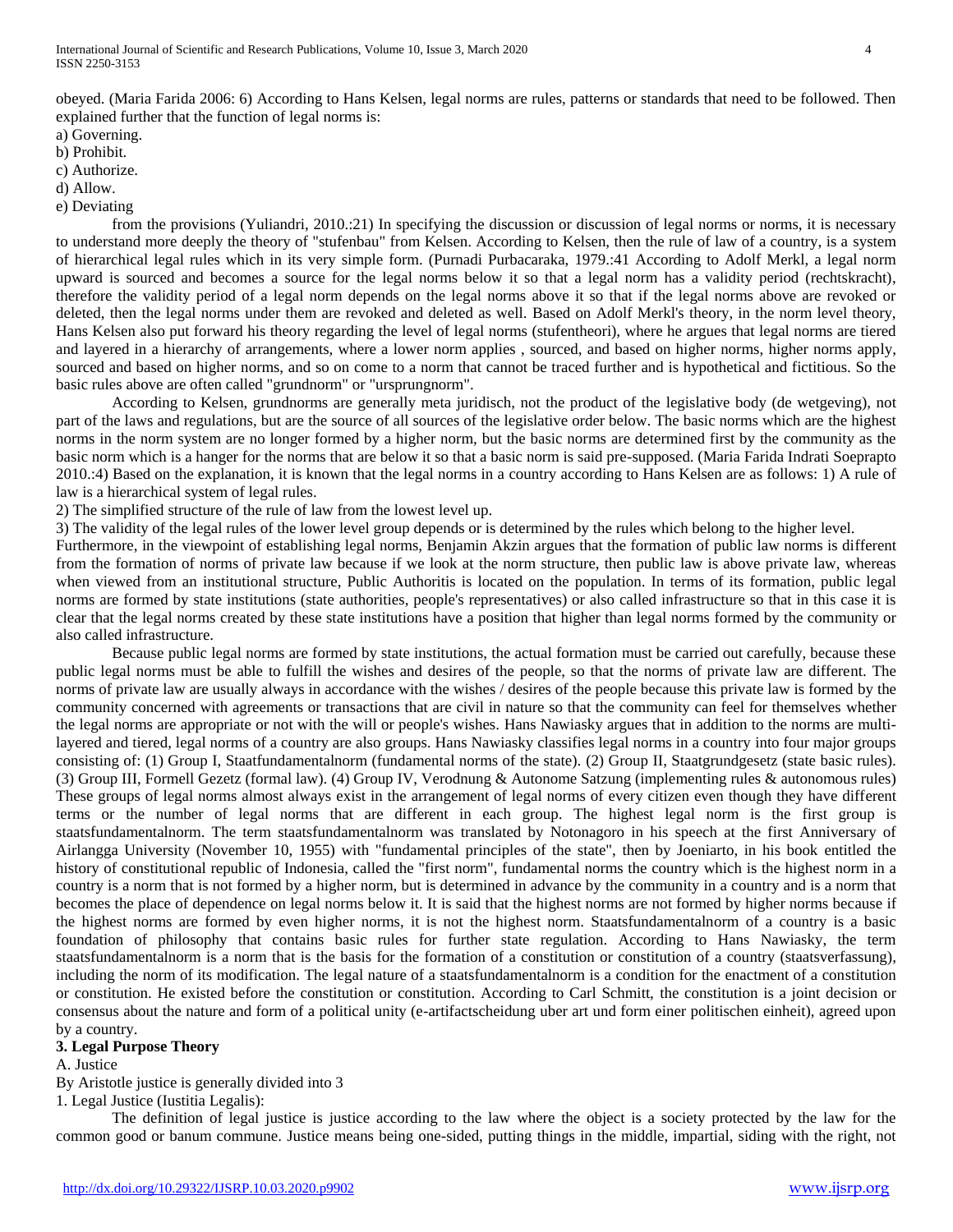obeyed. (Maria Farida 2006: 6) According to Hans Kelsen, legal norms are rules, patterns or standards that need to be followed. Then explained further that the function of legal norms is:

a) Governing.
b) Prohibit.
c) Authorize.
d) Allow.
e) Deviating

from the provisions (Yuliandri, 2010.:21) In specifying the discussion or discussion of legal norms or norms, it is necessary to understand more deeply the theory of "stufenbau" from Kelsen. According to Kelsen, then the rule of law of a country, is a system of hierarchical legal rules which in its very simple form. (Purnadi Purbacaraka, 1979.:41 According to Adolf Merkl, a legal norm upward is sourced and becomes a source for the legal norms below it so that a legal norm has a validity period (rechtskracht), therefore the validity period of a legal norm depends on the legal norms above it so that if the legal norms above are revoked or deleted, then the legal norms under them are revoked and deleted as well. Based on Adolf Merkl's theory, in the norm level theory, Hans Kelsen also put forward his theory regarding the level of legal norms (stufentheori), where he argues that legal norms are tiered and layered in a hierarchy of arrangements, where a lower norm applies , sourced, and based on higher norms, higher norms apply, sourced and based on higher norms, and so on come to a norm that cannot be traced further and is hypothetical and fictitious. So the basic rules above are often called "grundnorm" or "ursprungnorm".

According to Kelsen, grundnorms are generally meta juridisch, not the product of the legislative body (de wetgeving), not part of the laws and regulations, but are the source of all sources of the legislative order below. The basic norms which are the highest norms in the norm system are no longer formed by a higher norm, but the basic norms are determined first by the community as the basic norm which is a hanger for the norms that are below it so that a basic norm is said pre-supposed. (Maria Farida Indrati Soeprapto 2010.:4) Based on the explanation, it is known that the legal norms in a country according to Hans Kelsen are as follows: 1) A rule of law is a hierarchical system of legal rules.

2) The simplified structure of the rule of law from the lowest level up.

3) The validity of the legal rules of the lower level group depends or is determined by the rules which belong to the higher level.

Furthermore, in the viewpoint of establishing legal norms, Benjamin Akzin argues that the formation of public law norms is different from the formation of norms of private law because if we look at the norm structure, then public law is above private law, whereas when viewed from an institutional structure, Public Authoritis is located on the population. In terms of its formation, public legal norms are formed by state institutions (state authorities, people's representatives) or also called infrastructure so that in this case it is clear that the legal norms created by these state institutions have a position that higher than legal norms formed by the community or also called infrastructure.

Because public legal norms are formed by state institutions, the actual formation must be carried out carefully, because these public legal norms must be able to fulfill the wishes and desires of the people, so that the norms of private law are different. The norms of private law are usually always in accordance with the wishes / desires of the people because this private law is formed by the community concerned with agreements or transactions that are civil in nature so that the community can feel for themselves whether the legal norms are appropriate or not with the will or people's wishes. Hans Nawiasky argues that in addition to the norms are multi-layered and tiered, legal norms of a country are also groups. Hans Nawiasky classifies legal norms in a country into four major groups consisting of: (1) Group I, Staatfundamentalnorm (fundamental norms of the state). (2) Group II, Staatgrundgesetz (state basic rules). (3) Group III, Formell Gezetz (formal law). (4) Group IV, Verodnung & Autonome Satzung (implementing rules & autonomous rules) These groups of legal norms almost always exist in the arrangement of legal norms of every citizen even though they have different terms or the number of legal norms that are different in each group. The highest legal norm is the first group is staatsfundamentalnorm. The term staatsfundamentalnorm was translated by Notonagoro in his speech at the first Anniversary of Airlangga University (November 10, 1955) with "fundamental principles of the state", then by Joeniarto, in his book entitled the history of constitutional republic of Indonesia, called the "first norm", fundamental norms the country which is the highest norm in a country is a norm that is not formed by a higher norm, but is determined in advance by the community in a country and is a norm that becomes the place of dependence on legal norms below it. It is said that the highest norms are not formed by higher norms because if the highest norms are formed by even higher norms, it is not the highest norm. Staatsfundamentalnorm of a country is a basic foundation of philosophy that contains basic rules for further state regulation. According to Hans Nawiasky, the term staatsfundamentalnorm is a norm that is the basis for the formation of a constitution or constitution of a country (staatsverfassung), including the norm of its modification. The legal nature of a staatsfundamentalnorm is a condition for the enactment of a constitution or constitution. He existed before the constitution or constitution. According to Carl Schmitt, the constitution is a joint decision or consensus about the nature and form of a political unity (e-artifactscheidung uber art und form einer politischen einheit), agreed upon by a country.

**3. Legal Purpose Theory**

A. Justice

By Aristotle justice is generally divided into 3

1. Legal Justice (Iustitia Legalis):

The definition of legal justice is justice according to the law where the object is a society protected by the law for the common good or banum commune. Justice means being one-sided, putting things in the middle, impartial, siding with the right, not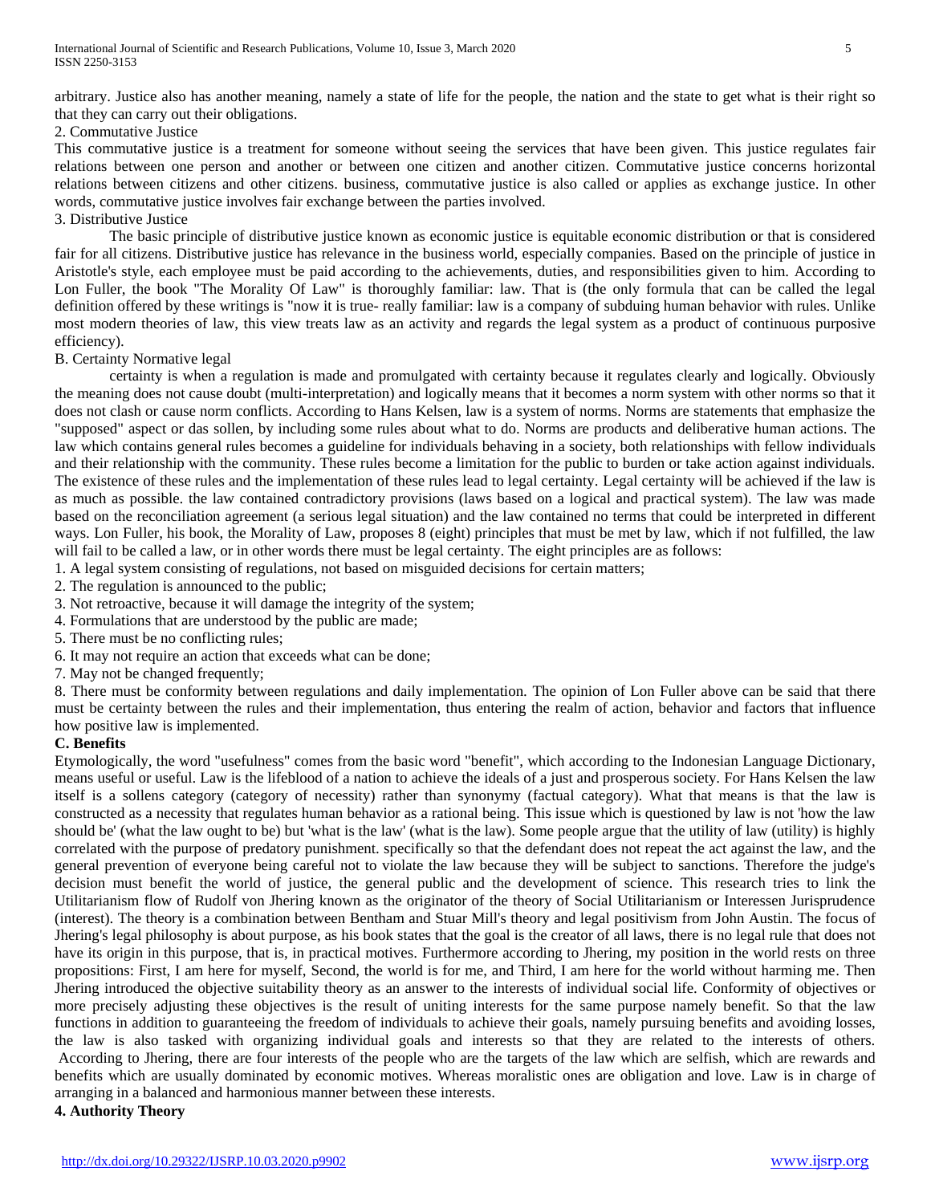arbitrary. Justice also has another meaning, namely a state of life for the people, the nation and the state to get what is their right so that they can carry out their obligations.

2. Commutative Justice

This commutative justice is a treatment for someone without seeing the services that have been given. This justice regulates fair relations between one person and another or between one citizen and another citizen. Commutative justice concerns horizontal relations between citizens and other citizens. business, commutative justice is also called or applies as exchange justice. In other words, commutative justice involves fair exchange between the parties involved.

3. Distributive Justice

The basic principle of distributive justice known as economic justice is equitable economic distribution or that is considered fair for all citizens. Distributive justice has relevance in the business world, especially companies. Based on the principle of justice in Aristotle's style, each employee must be paid according to the achievements, duties, and responsibilities given to him. According to Lon Fuller, the book "The Morality Of Law" is thoroughly familiar: law. That is (the only formula that can be called the legal definition offered by these writings is "now it is true- really familiar: law is a company of subduing human behavior with rules. Unlike most modern theories of law, this view treats law as an activity and regards the legal system as a product of continuous purposive efficiency).

B. Certainty Normative legal

certainty is when a regulation is made and promulgated with certainty because it regulates clearly and logically. Obviously the meaning does not cause doubt (multi-interpretation) and logically means that it becomes a norm system with other norms so that it does not clash or cause norm conflicts. According to Hans Kelsen, law is a system of norms. Norms are statements that emphasize the "supposed" aspect or das sollen, by including some rules about what to do. Norms are products and deliberative human actions. The law which contains general rules becomes a guideline for individuals behaving in a society, both relationships with fellow individuals and their relationship with the community. These rules become a limitation for the public to burden or take action against individuals. The existence of these rules and the implementation of these rules lead to legal certainty. Legal certainty will be achieved if the law is as much as possible. the law contained contradictory provisions (laws based on a logical and practical system). The law was made based on the reconciliation agreement (a serious legal situation) and the law contained no terms that could be interpreted in different ways. Lon Fuller, his book, the Morality of Law, proposes 8 (eight) principles that must be met by law, which if not fulfilled, the law will fail to be called a law, or in other words there must be legal certainty. The eight principles are as follows:

1. A legal system consisting of regulations, not based on misguided decisions for certain matters;
2. The regulation is announced to the public;
3. Not retroactive, because it will damage the integrity of the system;
4. Formulations that are understood by the public are made;
5. There must be no conflicting rules;
6. It may not require an action that exceeds what can be done;
7. May not be changed frequently;
8. There must be conformity between regulations and daily implementation. The opinion of Lon Fuller above can be said that there must be certainty between the rules and their implementation, thus entering the realm of action, behavior and factors that influence how positive law is implemented.

**C. Benefits**

Etymologically, the word "usefulness" comes from the basic word "benefit", which according to the Indonesian Language Dictionary, means useful or useful. Law is the lifeblood of a nation to achieve the ideals of a just and prosperous society. For Hans Kelsen the law itself is a sollens category (category of necessity) rather than synonymy (factual category). What that means is that the law is constructed as a necessity that regulates human behavior as a rational being. This issue which is questioned by law is not 'how the law should be' (what the law ought to be) but 'what is the law' (what is the law). Some people argue that the utility of law (utility) is highly correlated with the purpose of predatory punishment. specifically so that the defendant does not repeat the act against the law, and the general prevention of everyone being careful not to violate the law because they will be subject to sanctions. Therefore the judge's decision must benefit the world of justice, the general public and the development of science. This research tries to link the Utilitarianism flow of Rudolf von Jhering known as the originator of the theory of Social Utilitarianism or Interessen Jurisprudence (interest). The theory is a combination between Bentham and Stuar Mill's theory and legal positivism from John Austin. The focus of Jhering's legal philosophy is about purpose, as his book states that the goal is the creator of all laws, there is no legal rule that does not have its origin in this purpose, that is, in practical motives. Furthermore according to Jhering, my position in the world rests on three propositions: First, I am here for myself, Second, the world is for me, and Third, I am here for the world without harming me. Then Jhering introduced the objective suitability theory as an answer to the interests of individual social life. Conformity of objectives or more precisely adjusting these objectives is the result of uniting interests for the same purpose namely benefit. So that the law functions in addition to guaranteeing the freedom of individuals to achieve their goals, namely pursuing benefits and avoiding losses, the law is also tasked with organizing individual goals and interests so that they are related to the interests of others. According to Jhering, there are four interests of the people who are the targets of the law which are selfish, which are rewards and benefits which are usually dominated by economic motives. Whereas moralistic ones are obligation and love. Law is in charge of arranging in a balanced and harmonious manner between these interests.

**4. Authority Theory**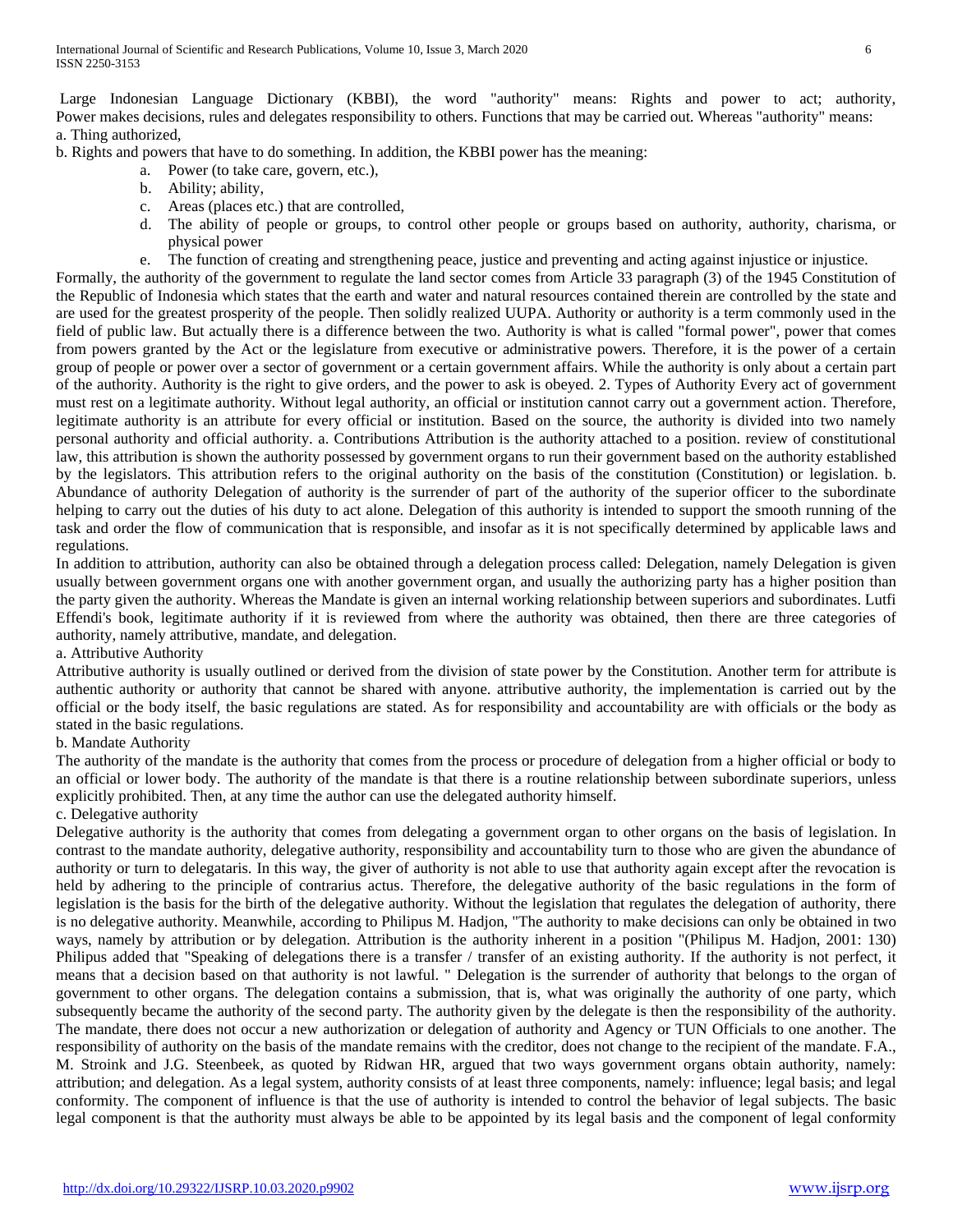Large Indonesian Language Dictionary (KBBI), the word "authority" means: Rights and power to act; authority, Power makes decisions, rules and delegates responsibility to others. Functions that may be carried out. Whereas "authority" means:
a. Thing authorized,
b. Rights and powers that have to do something. In addition, the KBBI power has the meaning:

a. Power (to take care, govern, etc.),
b. Ability; ability,
c. Areas (places etc.) that are controlled,
d. The ability of people or groups, to control other people or groups based on authority, authority, charisma, or physical power
e. The function of creating and strengthening peace, justice and preventing and acting against injustice or injustice.

Formally, the authority of the government to regulate the land sector comes from Article 33 paragraph (3) of the 1945 Constitution of the Republic of Indonesia which states that the earth and water and natural resources contained therein are controlled by the state and are used for the greatest prosperity of the people. Then solidly realized UUPA. Authority or authority is a term commonly used in the field of public law. But actually there is a difference between the two. Authority is what is called "formal power", power that comes from powers granted by the Act or the legislature from executive or administrative powers. Therefore, it is the power of a certain group of people or power over a sector of government or a certain government affairs. While the authority is only about a certain part of the authority. Authority is the right to give orders, and the power to ask is obeyed. 2. Types of Authority Every act of government must rest on a legitimate authority. Without legal authority, an official or institution cannot carry out a government action. Therefore, legitimate authority is an attribute for every official or institution. Based on the source, the authority is divided into two namely personal authority and official authority. a. Contributions Attribution is the authority attached to a position. review of constitutional law, this attribution is shown the authority possessed by government organs to run their government based on the authority established by the legislators. This attribution refers to the original authority on the basis of the constitution (Constitution) or legislation. b. Abundance of authority Delegation of authority is the surrender of part of the authority of the superior officer to the subordinate helping to carry out the duties of his duty to act alone. Delegation of this authority is intended to support the smooth running of the task and order the flow of communication that is responsible, and insofar as it is not specifically determined by applicable laws and regulations.

In addition to attribution, authority can also be obtained through a delegation process called: Delegation, namely Delegation is given usually between government organs one with another government organ, and usually the authorizing party has a higher position than the party given the authority. Whereas the Mandate is given an internal working relationship between superiors and subordinates. Lutfi Effendi's book, legitimate authority if it is reviewed from where the authority was obtained, then there are three categories of authority, namely attributive, mandate, and delegation.

a. Attributive Authority

Attributive authority is usually outlined or derived from the division of state power by the Constitution. Another term for attribute is authentic authority or authority that cannot be shared with anyone. attributive authority, the implementation is carried out by the official or the body itself, the basic regulations are stated. As for responsibility and accountability are with officials or the body as stated in the basic regulations.

b. Mandate Authority

The authority of the mandate is the authority that comes from the process or procedure of delegation from a higher official or body to an official or lower body. The authority of the mandate is that there is a routine relationship between subordinate superiors, unless explicitly prohibited. Then, at any time the author can use the delegated authority himself.

c. Delegative authority

Delegative authority is the authority that comes from delegating a government organ to other organs on the basis of legislation. In contrast to the mandate authority, delegative authority, responsibility and accountability turn to those who are given the abundance of authority or turn to delegataris. In this way, the giver of authority is not able to use that authority again except after the revocation is held by adhering to the principle of contrarius actus. Therefore, the delegative authority of the basic regulations in the form of legislation is the basis for the birth of the delegative authority. Without the legislation that regulates the delegation of authority, there is no delegative authority. Meanwhile, according to Philipus M. Hadjon, "The authority to make decisions can only be obtained in two ways, namely by attribution or by delegation. Attribution is the authority inherent in a position "(Philipus M. Hadjon, 2001: 130) Philipus added that "Speaking of delegations there is a transfer / transfer of an existing authority. If the authority is not perfect, it means that a decision based on that authority is not lawful. " Delegation is the surrender of authority that belongs to the organ of government to other organs. The delegation contains a submission, that is, what was originally the authority of one party, which subsequently became the authority of the second party. The authority given by the delegate is then the responsibility of the authority. The mandate, there does not occur a new authorization or delegation of authority and Agency or TUN Officials to one another. The responsibility of authority on the basis of the mandate remains with the creditor, does not change to the recipient of the mandate. F.A., M. Stroink and J.G. Steenbeek, as quoted by Ridwan HR, argued that two ways government organs obtain authority, namely: attribution; and delegation. As a legal system, authority consists of at least three components, namely: influence; legal basis; and legal conformity. The component of influence is that the use of authority is intended to control the behavior of legal subjects. The basic legal component is that the authority must always be able to be appointed by its legal basis and the component of legal conformity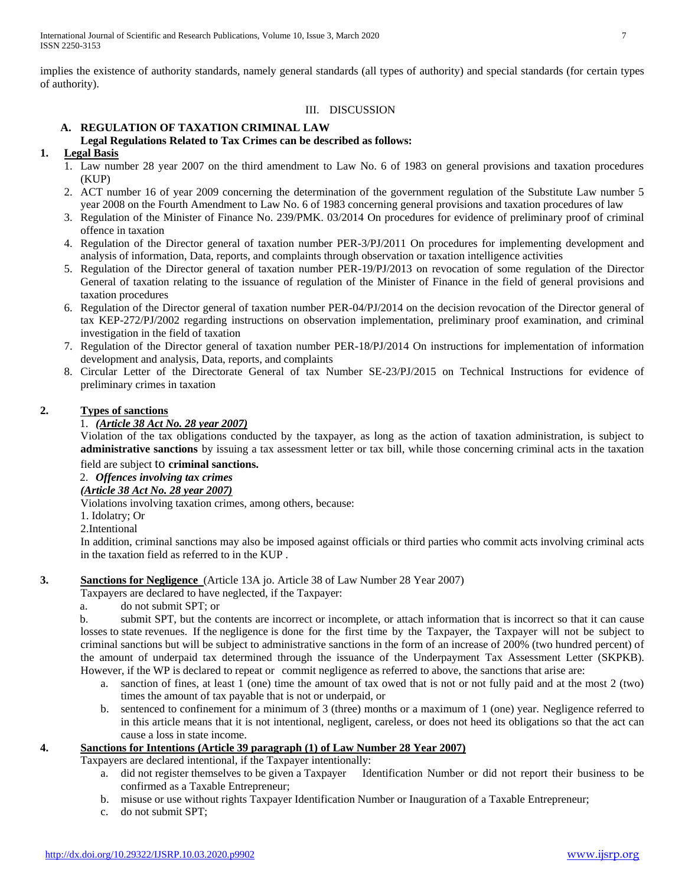implies the existence of authority standards, namely general standards (all types of authority) and special standards (for certain types of authority).

## III. DISCUSSION

### A. REGULATION OF TAXATION CRIMINAL LAW

**Legal Regulations Related to Tax Crimes can be described as follows:**

**1. Legal Basis**

1. Law number 28 year 2007 on the third amendment to Law No. 6 of 1983 on general provisions and taxation procedures (KUP)
2. ACT number 16 of year 2009 concerning the determination of the government regulation of the Substitute Law number 5 year 2008 on the Fourth Amendment to Law No. 6 of 1983 concerning general provisions and taxation procedures of law
3. Regulation of the Minister of Finance No. 239/PMK. 03/2014 On procedures for evidence of preliminary proof of criminal offence in taxation
4. Regulation of the Director general of taxation number PER-3/PJ/2011 On procedures for implementing development and analysis of information, Data, reports, and complaints through observation or taxation intelligence activities
5. Regulation of the Director general of taxation number PER-19/PJ/2013 on revocation of some regulation of the Director General of taxation relating to the issuance of regulation of the Minister of Finance in the field of general provisions and taxation procedures
6. Regulation of the Director general of taxation number PER-04/PJ/2014 on the decision revocation of the Director general of tax KEP-272/PJ/2002 regarding instructions on observation implementation, preliminary proof examination, and criminal investigation in the field of taxation
7. Regulation of the Director general of taxation number PER-18/PJ/2014 On instructions for implementation of information development and analysis, Data, reports, and complaints
8. Circular Letter of the Directorate General of tax Number SE-23/PJ/2015 on Technical Instructions for evidence of preliminary crimes in taxation

**2. Types of sanctions**

1. ***(Article 38 Act No. 28 year 2007)***

Violation of the tax obligations conducted by the taxpayer, as long as the action of taxation administration, is subject to **administrative sanctions** by issuing a tax assessment letter or tax bill, while those concerning criminal acts in the taxation field are subject to **criminal sanctions.**

2. ***Offences involving tax crimes***

***(Article 38 Act No. 28 year 2007)***

Violations involving taxation crimes, among others, because:

1. Idolatry; Or
2. Intentional

In addition, criminal sanctions may also be imposed against officials or third parties who commit acts involving criminal acts in the taxation field as referred to in the KUP .

**3. Sanctions for Negligence** (Article 13A jo. Article 38 of Law Number 28 Year 2007)

Taxpayers are declared to have neglected, if the Taxpayer:

a. do not submit SPT; or

b. submit SPT, but the contents are incorrect or incomplete, or attach information that is incorrect so that it can cause losses to state revenues. If the negligence is done for the first time by the Taxpayer, the Taxpayer will not be subject to criminal sanctions but will be subject to administrative sanctions in the form of an increase of 200% (two hundred percent) of the amount of underpaid tax determined through the issuance of the Underpayment Tax Assessment Letter (SKPKB). However, if the WP is declared to repeat or commit negligence as referred to above, the sanctions that arise are:

a. sanction of fines, at least 1 (one) time the amount of tax owed that is not or not fully paid and at the most 2 (two) times the amount of tax payable that is not or underpaid, or

b. sentenced to confinement for a minimum of 3 (three) months or a maximum of 1 (one) year. Negligence referred to in this article means that it is not intentional, negligent, careless, or does not heed its obligations so that the act can cause a loss in state income.

**4. Sanctions for Intentions (Article 39 paragraph (1) of Law Number 28 Year 2007)**

Taxpayers are declared intentional, if the Taxpayer intentionally:

a. did not register themselves to be given a Taxpayer Identification Number or did not report their business to be confirmed as a Taxable Entrepreneur;

b. misuse or use without rights Taxpayer Identification Number or Inauguration of a Taxable Entrepreneur;

c. do not submit SPT;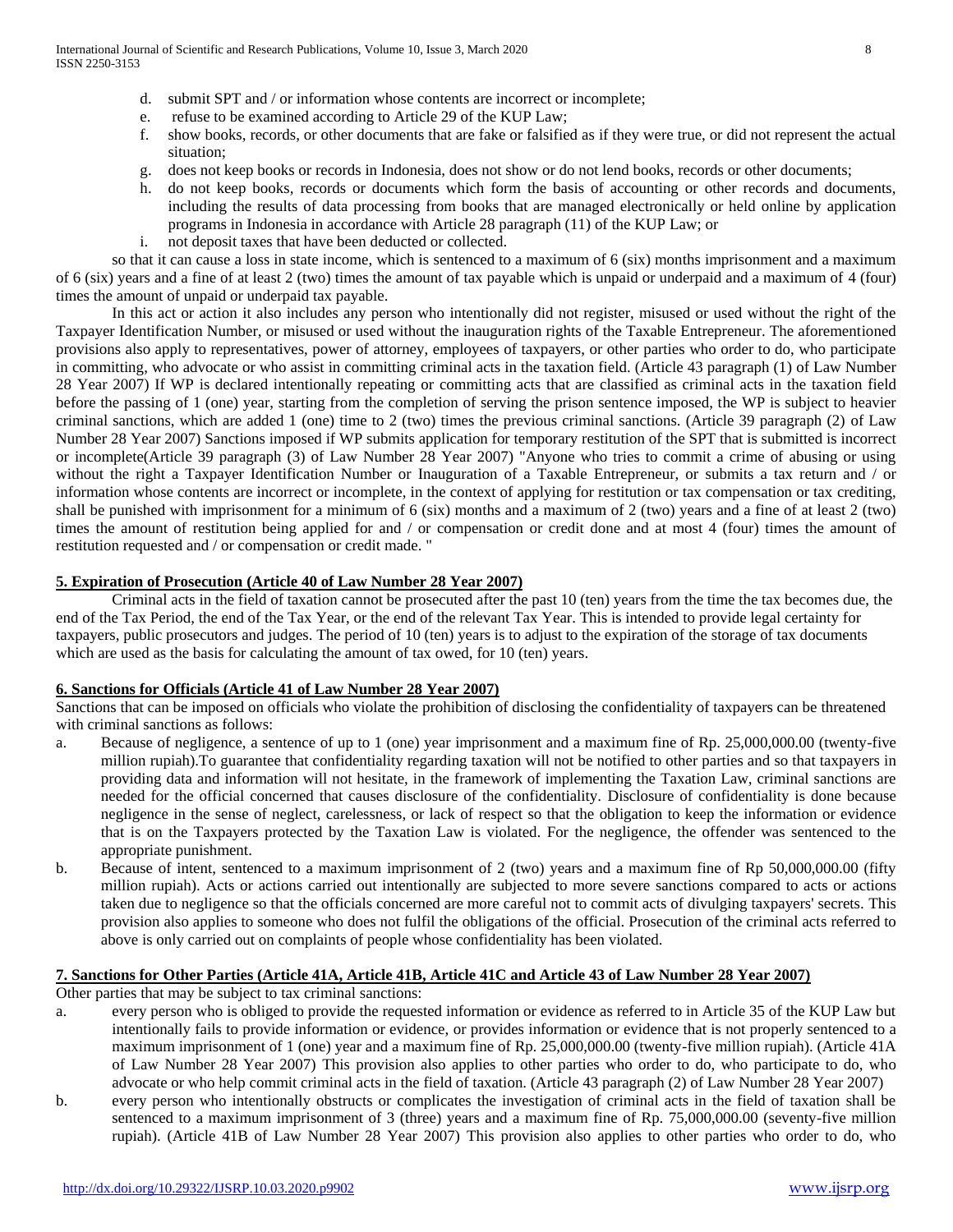d. submit SPT and / or information whose contents are incorrect or incomplete;
e. refuse to be examined according to Article 29 of the KUP Law;
f. show books, records, or other documents that are fake or falsified as if they were true, or did not represent the actual situation;
g. does not keep books or records in Indonesia, does not show or do not lend books, records or other documents;
h. do not keep books, records or documents which form the basis of accounting or other records and documents, including the results of data processing from books that are managed electronically or held online by application programs in Indonesia in accordance with Article 28 paragraph (11) of the KUP Law; or
i. not deposit taxes that have been deducted or collected.

so that it can cause a loss in state income, which is sentenced to a maximum of 6 (six) months imprisonment and a maximum of 6 (six) years and a fine of at least 2 (two) times the amount of tax payable which is unpaid or underpaid and a maximum of 4 (four) times the amount of unpaid or underpaid tax payable.

In this act or action it also includes any person who intentionally did not register, misused or used without the right of the Taxpayer Identification Number, or misused or used without the inauguration rights of the Taxable Entrepreneur. The aforementioned provisions also apply to representatives, power of attorney, employees of taxpayers, or other parties who order to do, who participate in committing, who advocate or who assist in committing criminal acts in the taxation field. (Article 43 paragraph (1) of Law Number 28 Year 2007) If WP is declared intentionally repeating or committing acts that are classified as criminal acts in the taxation field before the passing of 1 (one) year, starting from the completion of serving the prison sentence imposed, the WP is subject to heavier criminal sanctions, which are added 1 (one) time to 2 (two) times the previous criminal sanctions. (Article 39 paragraph (2) of Law Number 28 Year 2007) Sanctions imposed if WP submits application for temporary restitution of the SPT that is submitted is incorrect or incomplete(Article 39 paragraph (3) of Law Number 28 Year 2007) "Anyone who tries to commit a crime of abusing or using without the right a Taxpayer Identification Number or Inauguration of a Taxable Entrepreneur, or submits a tax return and / or information whose contents are incorrect or incomplete, in the context of applying for restitution or tax compensation or tax crediting, shall be punished with imprisonment for a minimum of 6 (six) months and a maximum of 2 (two) years and a fine of at least 2 (two) times the amount of restitution being applied for and / or compensation or credit done and at most 4 (four) times the amount of restitution requested and / or compensation or credit made. "

**5. Expiration of Prosecution (Article 40 of Law Number 28 Year 2007)**

Criminal acts in the field of taxation cannot be prosecuted after the past 10 (ten) years from the time the tax becomes due, the end of the Tax Period, the end of the Tax Year, or the end of the relevant Tax Year. This is intended to provide legal certainty for taxpayers, public prosecutors and judges. The period of 10 (ten) years is to adjust to the expiration of the storage of tax documents which are used as the basis for calculating the amount of tax owed, for 10 (ten) years.

**6. Sanctions for Officials (Article 41 of Law Number 28 Year 2007)**

Sanctions that can be imposed on officials who violate the prohibition of disclosing the confidentiality of taxpayers can be threatened with criminal sanctions as follows:

a. Because of negligence, a sentence of up to 1 (one) year imprisonment and a maximum fine of Rp. 25,000,000.00 (twenty-five million rupiah).To guarantee that confidentiality regarding taxation will not be notified to other parties and so that taxpayers in providing data and information will not hesitate, in the framework of implementing the Taxation Law, criminal sanctions are needed for the official concerned that causes disclosure of the confidentiality. Disclosure of confidentiality is done because negligence in the sense of neglect, carelessness, or lack of respect so that the obligation to keep the information or evidence that is on the Taxpayers protected by the Taxation Law is violated. For the negligence, the offender was sentenced to the appropriate punishment.
b. Because of intent, sentenced to a maximum imprisonment of 2 (two) years and a maximum fine of Rp 50,000,000.00 (fifty million rupiah). Acts or actions carried out intentionally are subjected to more severe sanctions compared to acts or actions taken due to negligence so that the officials concerned are more careful not to commit acts of divulging taxpayers' secrets. This provision also applies to someone who does not fulfil the obligations of the official. Prosecution of the criminal acts referred to above is only carried out on complaints of people whose confidentiality has been violated.

**7. Sanctions for Other Parties (Article 41A, Article 41B, Article 41C and Article 43 of Law Number 28 Year 2007)**

Other parties that may be subject to tax criminal sanctions:

a. every person who is obliged to provide the requested information or evidence as referred to in Article 35 of the KUP Law but intentionally fails to provide information or evidence, or provides information or evidence that is not properly sentenced to a maximum imprisonment of 1 (one) year and a maximum fine of Rp. 25,000,000.00 (twenty-five million rupiah). (Article 41A of Law Number 28 Year 2007) This provision also applies to other parties who order to do, who participate to do, who advocate or who help commit criminal acts in the field of taxation. (Article 43 paragraph (2) of Law Number 28 Year 2007)
b. every person who intentionally obstructs or complicates the investigation of criminal acts in the field of taxation shall be sentenced to a maximum imprisonment of 3 (three) years and a maximum fine of Rp. 75,000,000.00 (seventy-five million rupiah). (Article 41B of Law Number 28 Year 2007) This provision also applies to other parties who order to do, who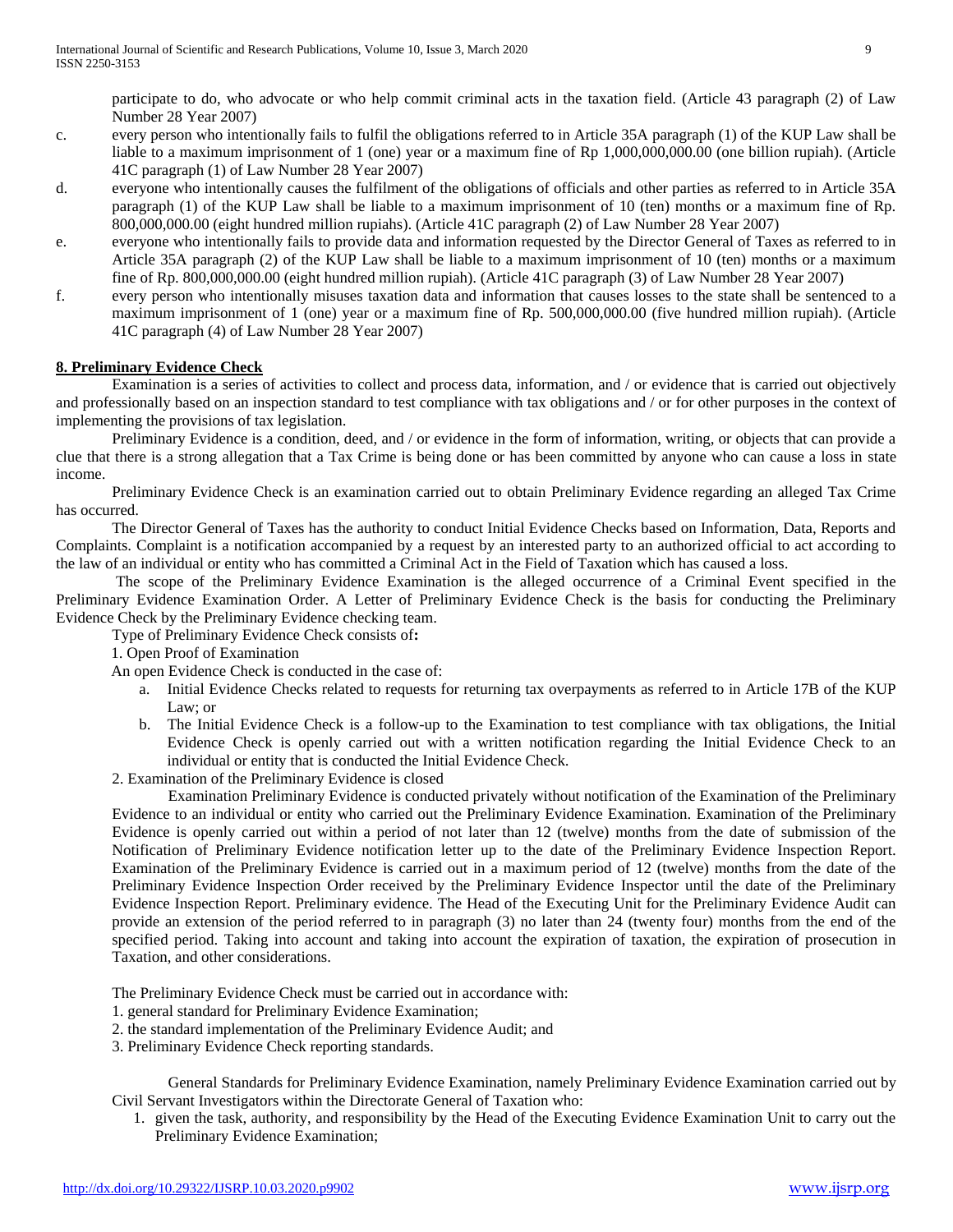participate to do, who advocate or who help commit criminal acts in the taxation field. (Article 43 paragraph (2) of Law Number 28 Year 2007)

c. every person who intentionally fails to fulfil the obligations referred to in Article 35A paragraph (1) of the KUP Law shall be liable to a maximum imprisonment of 1 (one) year or a maximum fine of Rp 1,000,000,000.00 (one billion rupiah). (Article 41C paragraph (1) of Law Number 28 Year 2007)

d. everyone who intentionally causes the fulfilment of the obligations of officials and other parties as referred to in Article 35A paragraph (1) of the KUP Law shall be liable to a maximum imprisonment of 10 (ten) months or a maximum fine of Rp. 800,000,000.00 (eight hundred million rupiahs). (Article 41C paragraph (2) of Law Number 28 Year 2007)

e. everyone who intentionally fails to provide data and information requested by the Director General of Taxes as referred to in Article 35A paragraph (2) of the KUP Law shall be liable to a maximum imprisonment of 10 (ten) months or a maximum fine of Rp. 800,000,000.00 (eight hundred million rupiah). (Article 41C paragraph (3) of Law Number 28 Year 2007)

f. every person who intentionally misuses taxation data and information that causes losses to the state shall be sentenced to a maximum imprisonment of 1 (one) year or a maximum fine of Rp. 500,000,000.00 (five hundred million rupiah). (Article 41C paragraph (4) of Law Number 28 Year 2007)

## 8. Preliminary Evidence Check

Examination is a series of activities to collect and process data, information, and / or evidence that is carried out objectively and professionally based on an inspection standard to test compliance with tax obligations and / or for other purposes in the context of implementing the provisions of tax legislation.

Preliminary Evidence is a condition, deed, and / or evidence in the form of information, writing, or objects that can provide a clue that there is a strong allegation that a Tax Crime is being done or has been committed by anyone who can cause a loss in state income.

Preliminary Evidence Check is an examination carried out to obtain Preliminary Evidence regarding an alleged Tax Crime has occurred.

The Director General of Taxes has the authority to conduct Initial Evidence Checks based on Information, Data, Reports and Complaints. Complaint is a notification accompanied by a request by an interested party to an authorized official to act according to the law of an individual or entity who has committed a Criminal Act in the Field of Taxation which has caused a loss.

The scope of the Preliminary Evidence Examination is the alleged occurrence of a Criminal Event specified in the Preliminary Evidence Examination Order. A Letter of Preliminary Evidence Check is the basis for conducting the Preliminary Evidence Check by the Preliminary Evidence checking team.

Type of Preliminary Evidence Check consists of**:**

1. Open Proof of Examination

An open Evidence Check is conducted in the case of:

a. Initial Evidence Checks related to requests for returning tax overpayments as referred to in Article 17B of the KUP Law; or
b. The Initial Evidence Check is a follow-up to the Examination to test compliance with tax obligations, the Initial Evidence Check is openly carried out with a written notification regarding the Initial Evidence Check to an individual or entity that is conducted the Initial Evidence Check.

2. Examination of the Preliminary Evidence is closed

Examination Preliminary Evidence is conducted privately without notification of the Examination of the Preliminary Evidence to an individual or entity who carried out the Preliminary Evidence Examination. Examination of the Preliminary Evidence is openly carried out within a period of not later than 12 (twelve) months from the date of submission of the Notification of Preliminary Evidence notification letter up to the date of the Preliminary Evidence Inspection Report. Examination of the Preliminary Evidence is carried out in a maximum period of 12 (twelve) months from the date of the Preliminary Evidence Inspection Order received by the Preliminary Evidence Inspector until the date of the Preliminary Evidence Inspection Report. Preliminary evidence. The Head of the Executing Unit for the Preliminary Evidence Audit can provide an extension of the period referred to in paragraph (3) no later than 24 (twenty four) months from the end of the specified period. Taking into account and taking into account the expiration of taxation, the expiration of prosecution in Taxation, and other considerations.

The Preliminary Evidence Check must be carried out in accordance with:

1. general standard for Preliminary Evidence Examination;
2. the standard implementation of the Preliminary Evidence Audit; and
3. Preliminary Evidence Check reporting standards.

General Standards for Preliminary Evidence Examination, namely Preliminary Evidence Examination carried out by Civil Servant Investigators within the Directorate General of Taxation who:

1. given the task, authority, and responsibility by the Head of the Executing Evidence Examination Unit to carry out the Preliminary Evidence Examination;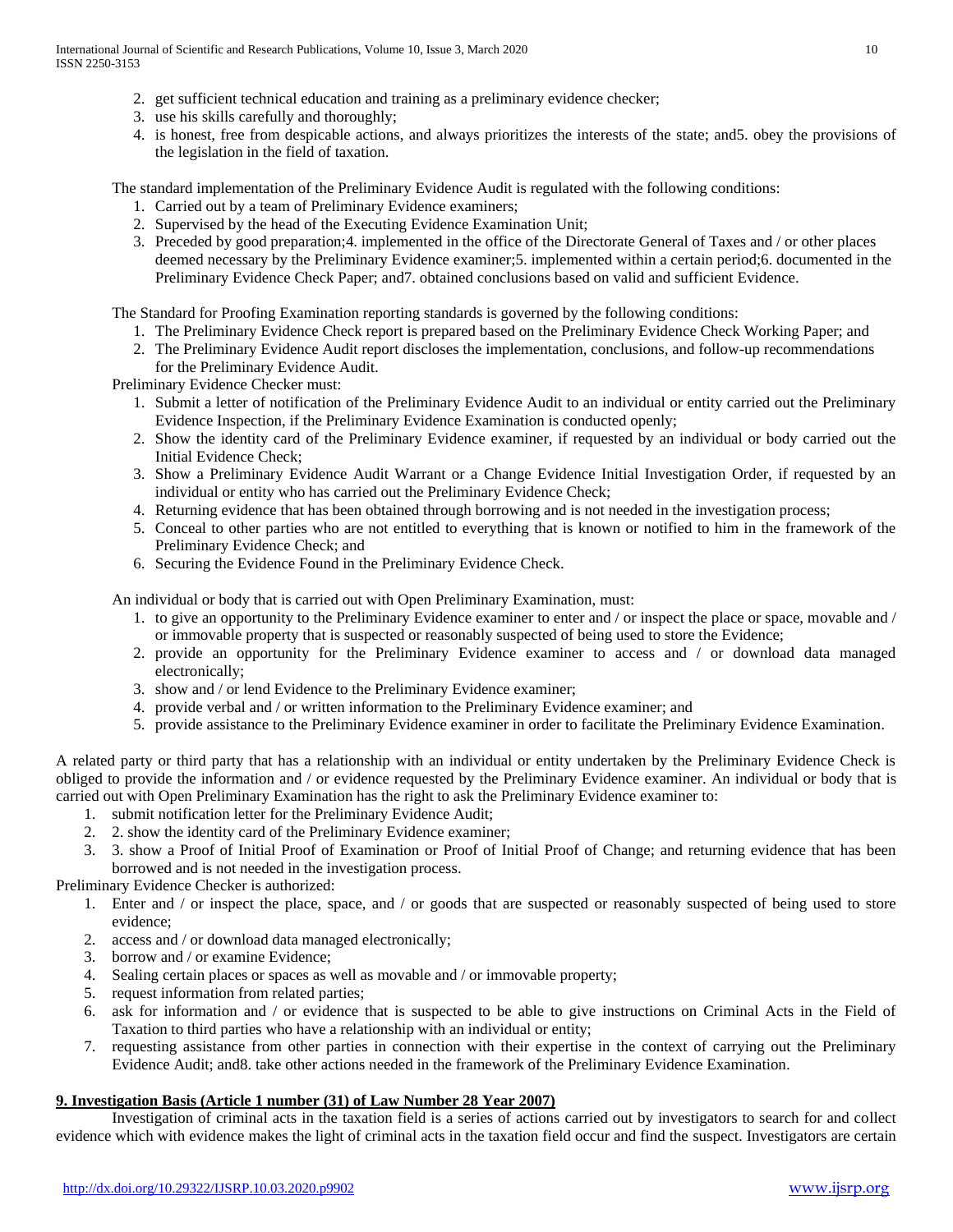2. get sufficient technical education and training as a preliminary evidence checker;
3. use his skills carefully and thoroughly;
4. is honest, free from despicable actions, and always prioritizes the interests of the state; and5. obey the provisions of the legislation in the field of taxation.

The standard implementation of the Preliminary Evidence Audit is regulated with the following conditions:

1. Carried out by a team of Preliminary Evidence examiners;
2. Supervised by the head of the Executing Evidence Examination Unit;
3. Preceded by good preparation;4. implemented in the office of the Directorate General of Taxes and / or other places deemed necessary by the Preliminary Evidence examiner;5. implemented within a certain period;6. documented in the Preliminary Evidence Check Paper; and7. obtained conclusions based on valid and sufficient Evidence.

The Standard for Proofing Examination reporting standards is governed by the following conditions:

1. The Preliminary Evidence Check report is prepared based on the Preliminary Evidence Check Working Paper; and
2. The Preliminary Evidence Audit report discloses the implementation, conclusions, and follow-up recommendations for the Preliminary Evidence Audit.

Preliminary Evidence Checker must:

1. Submit a letter of notification of the Preliminary Evidence Audit to an individual or entity carried out the Preliminary Evidence Inspection, if the Preliminary Evidence Examination is conducted openly;
2. Show the identity card of the Preliminary Evidence examiner, if requested by an individual or body carried out the Initial Evidence Check;
3. Show a Preliminary Evidence Audit Warrant or a Change Evidence Initial Investigation Order, if requested by an individual or entity who has carried out the Preliminary Evidence Check;
4. Returning evidence that has been obtained through borrowing and is not needed in the investigation process;
5. Conceal to other parties who are not entitled to everything that is known or notified to him in the framework of the Preliminary Evidence Check; and
6. Securing the Evidence Found in the Preliminary Evidence Check.

An individual or body that is carried out with Open Preliminary Examination, must:

1. to give an opportunity to the Preliminary Evidence examiner to enter and / or inspect the place or space, movable and / or immovable property that is suspected or reasonably suspected of being used to store the Evidence;
2. provide an opportunity for the Preliminary Evidence examiner to access and / or download data managed electronically;
3. show and / or lend Evidence to the Preliminary Evidence examiner;
4. provide verbal and / or written information to the Preliminary Evidence examiner; and
5. provide assistance to the Preliminary Evidence examiner in order to facilitate the Preliminary Evidence Examination.

A related party or third party that has a relationship with an individual or entity undertaken by the Preliminary Evidence Check is obliged to provide the information and / or evidence requested by the Preliminary Evidence examiner. An individual or body that is carried out with Open Preliminary Examination has the right to ask the Preliminary Evidence examiner to:

1. submit notification letter for the Preliminary Evidence Audit;
2. 2. show the identity card of the Preliminary Evidence examiner;
3. 3. show a Proof of Initial Proof of Examination or Proof of Initial Proof of Change; and returning evidence that has been borrowed and is not needed in the investigation process.

Preliminary Evidence Checker is authorized:

1. Enter and / or inspect the place, space, and / or goods that are suspected or reasonably suspected of being used to store evidence;
2. access and / or download data managed electronically;
3. borrow and / or examine Evidence;
4. Sealing certain places or spaces as well as movable and / or immovable property;
5. request information from related parties;
6. ask for information and / or evidence that is suspected to be able to give instructions on Criminal Acts in the Field of Taxation to third parties who have a relationship with an individual or entity;
7. requesting assistance from other parties in connection with their expertise in the context of carrying out the Preliminary Evidence Audit; and8. take other actions needed in the framework of the Preliminary Evidence Examination.

**9. Investigation Basis (Article 1 number (31) of Law Number 28 Year 2007)**

Investigation of criminal acts in the taxation field is a series of actions carried out by investigators to search for and collect evidence which with evidence makes the light of criminal acts in the taxation field occur and find the suspect. Investigators are certain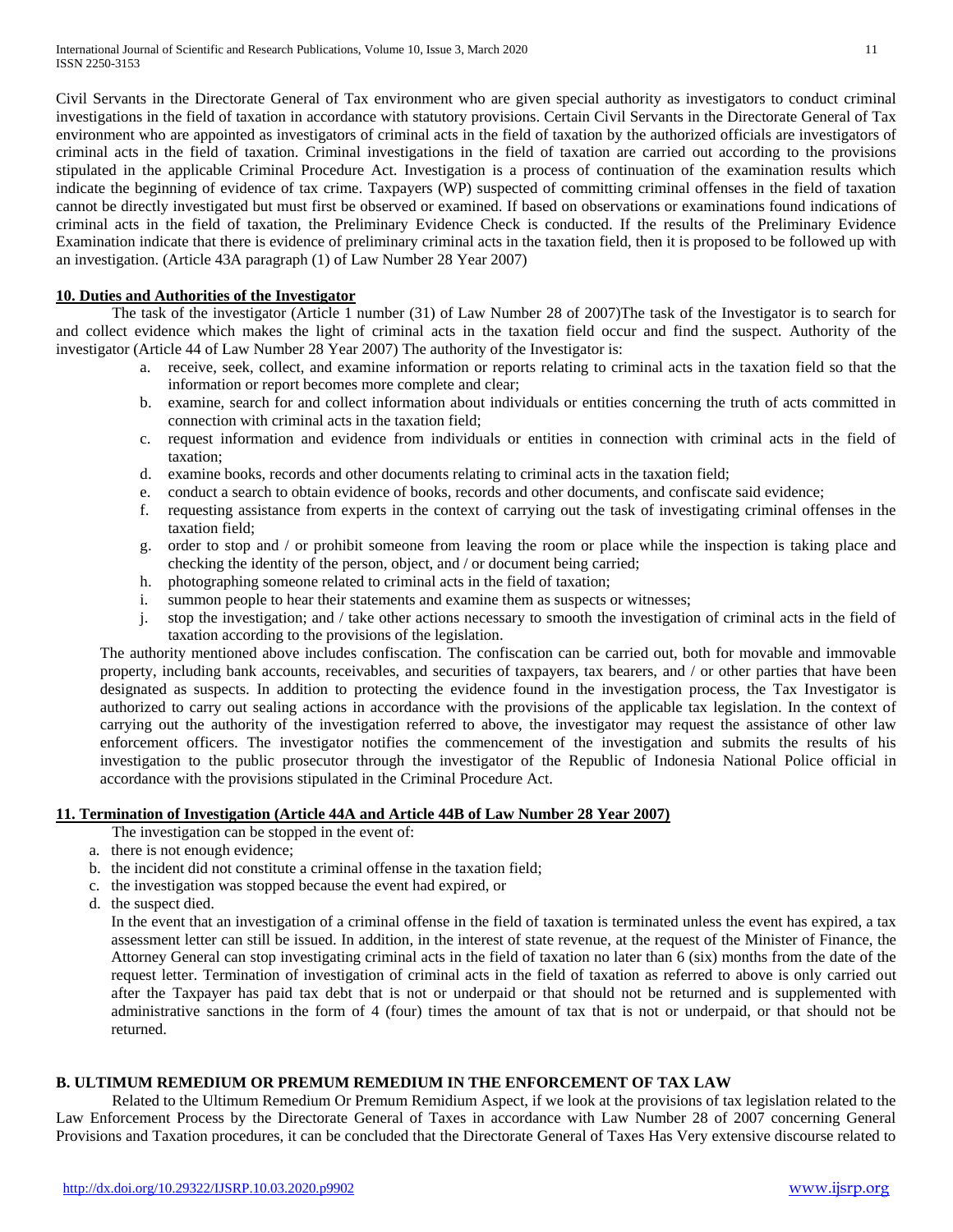Civil Servants in the Directorate General of Tax environment who are given special authority as investigators to conduct criminal investigations in the field of taxation in accordance with statutory provisions. Certain Civil Servants in the Directorate General of Tax environment who are appointed as investigators of criminal acts in the field of taxation by the authorized officials are investigators of criminal acts in the field of taxation. Criminal investigations in the field of taxation are carried out according to the provisions stipulated in the applicable Criminal Procedure Act. Investigation is a process of continuation of the examination results which indicate the beginning of evidence of tax crime. Taxpayers (WP) suspected of committing criminal offenses in the field of taxation cannot be directly investigated but must first be observed or examined. If based on observations or examinations found indications of criminal acts in the field of taxation, the Preliminary Evidence Check is conducted. If the results of the Preliminary Evidence Examination indicate that there is evidence of preliminary criminal acts in the taxation field, then it is proposed to be followed up with an investigation. (Article 43A paragraph (1) of Law Number 28 Year 2007)

**10. Duties and Authorities of the Investigator**

The task of the investigator (Article 1 number (31) of Law Number 28 of 2007)The task of the Investigator is to search for and collect evidence which makes the light of criminal acts in the taxation field occur and find the suspect. Authority of the investigator (Article 44 of Law Number 28 Year 2007) The authority of the Investigator is:

a. receive, seek, collect, and examine information or reports relating to criminal acts in the taxation field so that the information or report becomes more complete and clear;
b. examine, search for and collect information about individuals or entities concerning the truth of acts committed in connection with criminal acts in the taxation field;
c. request information and evidence from individuals or entities in connection with criminal acts in the field of taxation;
d. examine books, records and other documents relating to criminal acts in the taxation field;
e. conduct a search to obtain evidence of books, records and other documents, and confiscate said evidence;
f. requesting assistance from experts in the context of carrying out the task of investigating criminal offenses in the taxation field;
g. order to stop and / or prohibit someone from leaving the room or place while the inspection is taking place and checking the identity of the person, object, and / or document being carried;
h. photographing someone related to criminal acts in the field of taxation;
i. summon people to hear their statements and examine them as suspects or witnesses;
j. stop the investigation; and / take other actions necessary to smooth the investigation of criminal acts in the field of taxation according to the provisions of the legislation.

The authority mentioned above includes confiscation. The confiscation can be carried out, both for movable and immovable property, including bank accounts, receivables, and securities of taxpayers, tax bearers, and / or other parties that have been designated as suspects. In addition to protecting the evidence found in the investigation process, the Tax Investigator is authorized to carry out sealing actions in accordance with the provisions of the applicable tax legislation. In the context of carrying out the authority of the investigation referred to above, the investigator may request the assistance of other law enforcement officers. The investigator notifies the commencement of the investigation and submits the results of his investigation to the public prosecutor through the investigator of the Republic of Indonesia National Police official in accordance with the provisions stipulated in the Criminal Procedure Act.

**11. Termination of Investigation (Article 44A and Article 44B of Law Number 28 Year 2007)**

The investigation can be stopped in the event of:

a. there is not enough evidence;
b. the incident did not constitute a criminal offense in the taxation field;
c. the investigation was stopped because the event had expired, or
d. the suspect died.

In the event that an investigation of a criminal offense in the field of taxation is terminated unless the event has expired, a tax assessment letter can still be issued. In addition, in the interest of state revenue, at the request of the Minister of Finance, the Attorney General can stop investigating criminal acts in the field of taxation no later than 6 (six) months from the date of the request letter. Termination of investigation of criminal acts in the field of taxation as referred to above is only carried out after the Taxpayer has paid tax debt that is not or underpaid or that should not be returned and is supplemented with administrative sanctions in the form of 4 (four) times the amount of tax that is not or underpaid, or that should not be returned.

**B. ULTIMUM REMEDIUM OR PREMUM REMEDIUM IN THE ENFORCEMENT OF TAX LAW**

Related to the Ultimum Remedium Or Premum Remidium Aspect, if we look at the provisions of tax legislation related to the Law Enforcement Process by the Directorate General of Taxes in accordance with Law Number 28 of 2007 concerning General Provisions and Taxation procedures, it can be concluded that the Directorate General of Taxes Has Very extensive discourse related to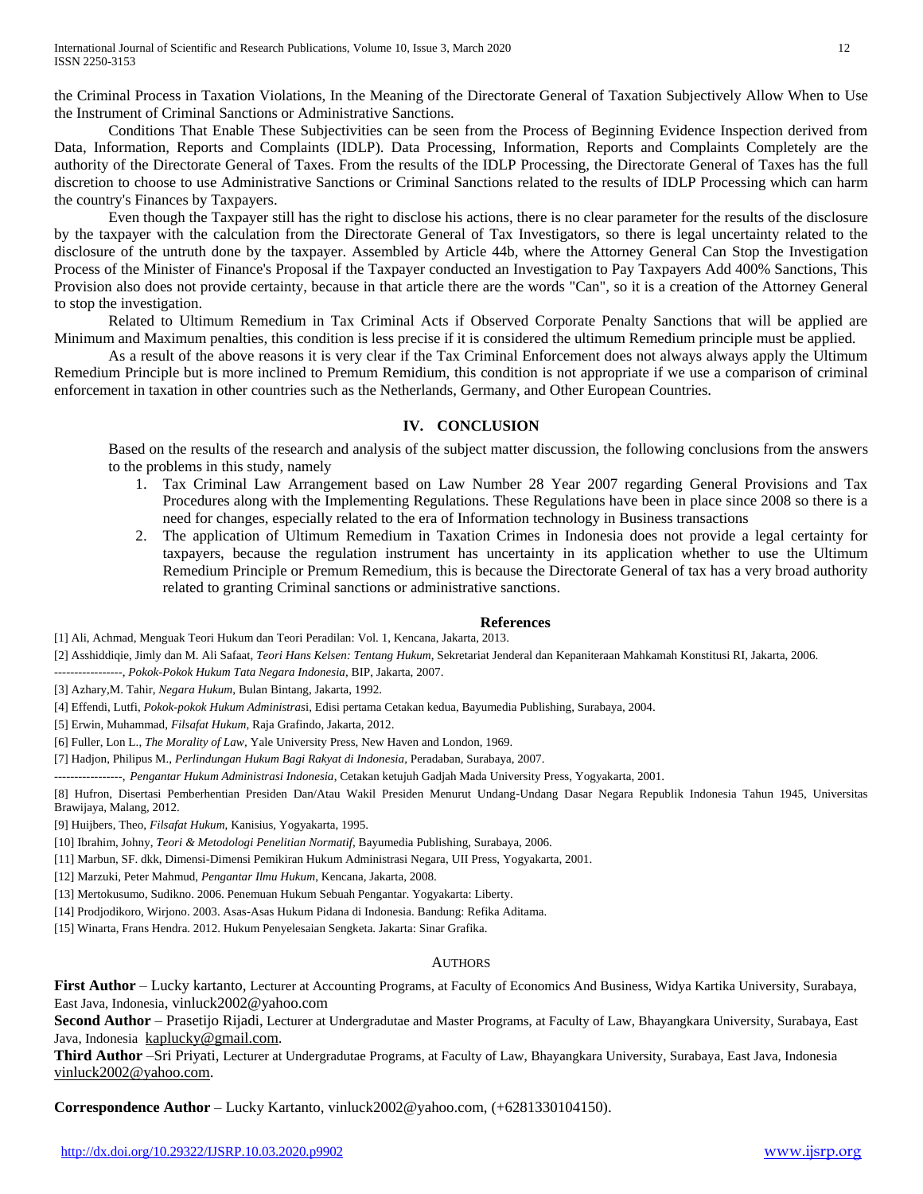the Criminal Process in Taxation Violations, In the Meaning of the Directorate General of Taxation Subjectively Allow When to Use the Instrument of Criminal Sanctions or Administrative Sanctions.

Conditions That Enable These Subjectivities can be seen from the Process of Beginning Evidence Inspection derived from Data, Information, Reports and Complaints (IDLP). Data Processing, Information, Reports and Complaints Completely are the authority of the Directorate General of Taxes. From the results of the IDLP Processing, the Directorate General of Taxes has the full discretion to choose to use Administrative Sanctions or Criminal Sanctions related to the results of IDLP Processing which can harm the country's Finances by Taxpayers.

Even though the Taxpayer still has the right to disclose his actions, there is no clear parameter for the results of the disclosure by the taxpayer with the calculation from the Directorate General of Tax Investigators, so there is legal uncertainty related to the disclosure of the untruth done by the taxpayer. Assembled by Article 44b, where the Attorney General Can Stop the Investigation Process of the Minister of Finance's Proposal if the Taxpayer conducted an Investigation to Pay Taxpayers Add 400% Sanctions, This Provision also does not provide certainty, because in that article there are the words "Can", so it is a creation of the Attorney General to stop the investigation.

Related to Ultimum Remedium in Tax Criminal Acts if Observed Corporate Penalty Sanctions that will be applied are Minimum and Maximum penalties, this condition is less precise if it is considered the ultimum Remedium principle must be applied.

As a result of the above reasons it is very clear if the Tax Criminal Enforcement does not always always apply the Ultimum Remedium Principle but is more inclined to Premum Remidium, this condition is not appropriate if we use a comparison of criminal enforcement in taxation in other countries such as the Netherlands, Germany, and Other European Countries.

## IV. CONCLUSION

Based on the results of the research and analysis of the subject matter discussion, the following conclusions from the answers to the problems in this study, namely

1. Tax Criminal Law Arrangement based on Law Number 28 Year 2007 regarding General Provisions and Tax Procedures along with the Implementing Regulations. These Regulations have been in place since 2008 so there is a need for changes, especially related to the era of Information technology in Business transactions
2. The application of Ultimum Remedium in Taxation Crimes in Indonesia does not provide a legal certainty for taxpayers, because the regulation instrument has uncertainty in its application whether to use the Ultimum Remedium Principle or Premum Remedium, this is because the Directorate General of tax has a very broad authority related to granting Criminal sanctions or administrative sanctions.

## References

[1] Ali, Achmad, Menguak Teori Hukum dan Teori Peradilan: Vol. 1, Kencana, Jakarta, 2013.

[2] Asshiddiqie, Jimly dan M. Ali Safaat, *Teori Hans Kelsen: Tentang Hukum*, Sekretariat Jenderal dan Kepaniteraan Mahkamah Konstitusi RI, Jakarta, 2006.

-----------------, *Pokok-Pokok Hukum Tata Negara Indonesia*, BIP, Jakarta, 2007.

[3] Azhary,M. Tahir, *Negara Hukum*, Bulan Bintang, Jakarta, 1992.

[4] Effendi, Lutfi, *Pokok-pokok Hukum Administrasi*, Edisi pertama Cetakan kedua, Bayumedia Publishing, Surabaya, 2004.

[5] Erwin, Muhammad, *Filsafat Hukum*, Raja Grafindo, Jakarta, 2012.

[6] Fuller, Lon L., *The Morality of Law*, Yale University Press, New Haven and London, 1969.

[7] Hadjon, Philipus M., *Perlindungan Hukum Bagi Rakyat di Indonesia*, Peradaban, Surabaya, 2007.

-----------------, *Pengantar Hukum Administrasi Indonesia*, Cetakan ketujuh Gadjah Mada University Press, Yogyakarta, 2001.

[8] Hufron, Disertasi Pemberhentian Presiden Dan/Atau Wakil Presiden Menurut Undang-Undang Dasar Negara Republik Indonesia Tahun 1945, Universitas Brawijaya, Malang, 2012.

[9] Huijbers, Theo, *Filsafat Hukum*, Kanisius, Yogyakarta, 1995.

[10] Ibrahim, Johny, *Teori & Metodologi Penelitian Normatif*, Bayumedia Publishing, Surabaya, 2006.

[11] Marbun, SF. dkk, Dimensi-Dimensi Pemikiran Hukum Administrasi Negara, UII Press, Yogyakarta, 2001.

[12] Marzuki, Peter Mahmud, *Pengantar Ilmu Hukum*, Kencana, Jakarta, 2008.

[13] Mertokusumo, Sudikno. 2006. Penemuan Hukum Sebuah Pengantar. Yogyakarta: Liberty.

[14] Prodjodikoro, Wirjono. 2003. Asas-Asas Hukum Pidana di Indonesia. Bandung: Refika Aditama.

[15] Winarta, Frans Hendra. 2012. Hukum Penyelesaian Sengketa. Jakarta: Sinar Grafika.

## AUTHORS

**First Author** – Lucky kartanto, Lecturer at Accounting Programs, at Faculty of Economics And Business, Widya Kartika University, Surabaya, East Java, Indonesia, vinluck2002@yahoo.com

**Second Author** – Prasetijo Rijadi, Lecturer at Undergradutae and Master Programs, at Faculty of Law, Bhayangkara University, Surabaya, East Java, Indonesia kaplucky@gmail.com.

**Third Author** –Sri Priyati, Lecturer at Undergradutae Programs, at Faculty of Law, Bhayangkara University, Surabaya, East Java, Indonesia vinluck2002@yahoo.com.

**Correspondence Author** – Lucky Kartanto, vinluck2002@yahoo.com, (+6281330104150).